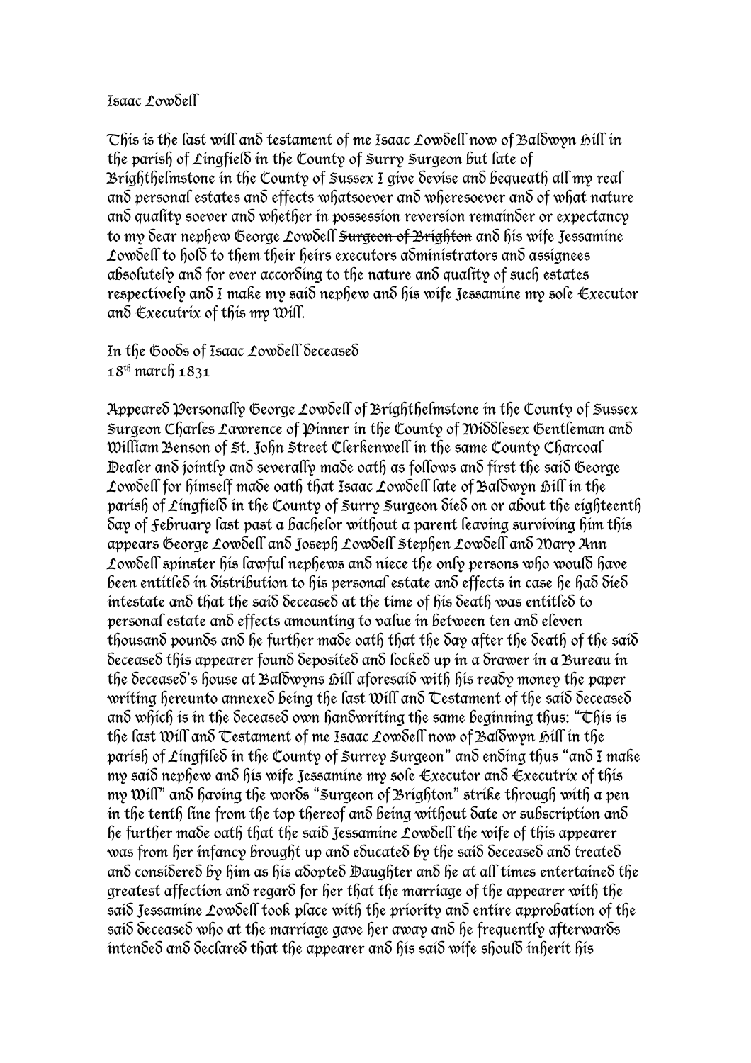Isaac Lowdell

This is the last will and testament of me Isaac Lowdell now of Baldwyn Hill in the parish of Lingfield in the County of Surry Surgeon but late of Brighthelmstone in the County of Sussex I give devise and bequeath all my real and personal estates and effects whatsoever and wheresoever and of what nature and quality soever and whether in possession reversion remainder or expectancy to my dear nephew George Lowdell ~~Surgeon of Brighton~~ and his wife Jessamine Lowdell to hold to them their heirs executors administrators and assignees absolutely and for ever according to the nature and quality of such estates respectively and I make my said nephew and his wife Jessamine my sole Executor and Executrix of this my Will.

In the Goods of Isaac Lowdell deceased
18th march 1831

Appeared Personally George Lowdell of Brighthelmstone in the County of Sussex Surgeon Charles Lawrence of Pinner in the County of Middlesex Gentleman and William Benson of St. John Street Clerkenwell in the same County Charcoal Dealer and jointly and severally made oath as follows and first the said George Lowdell for himself made oath that Isaac Lowdell late of Baldwyn Hill in the parish of Lingfield in the County of Surry Surgeon died on or about the eighteenth day of February last past a bachelor without a parent leaving surviving him this appears George Lowdell and Joseph Lowdell Stephen Lowdell and Mary Ann Lowdell spinster his lawful nephews and niece the only persons who would have been entitled in distribution to his personal estate and effects in case he had died intestate and that the said deceased at the time of his death was entitled to personal estate and effects amounting to value in between ten and eleven thousand pounds and he further made oath that the day after the death of the said deceased this appearer found deposited and locked up in a drawer in a Bureau in the deceased's house at Baldwyns Hill aforesaid with his ready money the paper writing hereunto annexed being the last Will and Testament of the said deceased and which is in the deceased own handwriting the same beginning thus: "This is the last Will and Testament of me Isaac Lowdell now of Baldwyn Hill in the parish of Lingfiled in the County of Surrey Surgeon" and ending thus "and I make my said nephew and his wife Jessamine my sole Executor and Executrix of this my Will" and having the words "Surgeon of Brighton" strike through with a pen in the tenth line from the top thereof and being without date or subscription and he further made oath that the said Jessamine Lowdell the wife of this appearer was from her infancy brought up and educated by the said deceased and treated and considered by him as his adopted Daughter and he at all times entertained the greatest affection and regard for her that the marriage of the appearer with the said Jessamine Lowdell took place with the priority and entire approbation of the said deceased who at the marriage gave her away and he frequently afterwards intended and declared that the appearer and his said wife should inherit his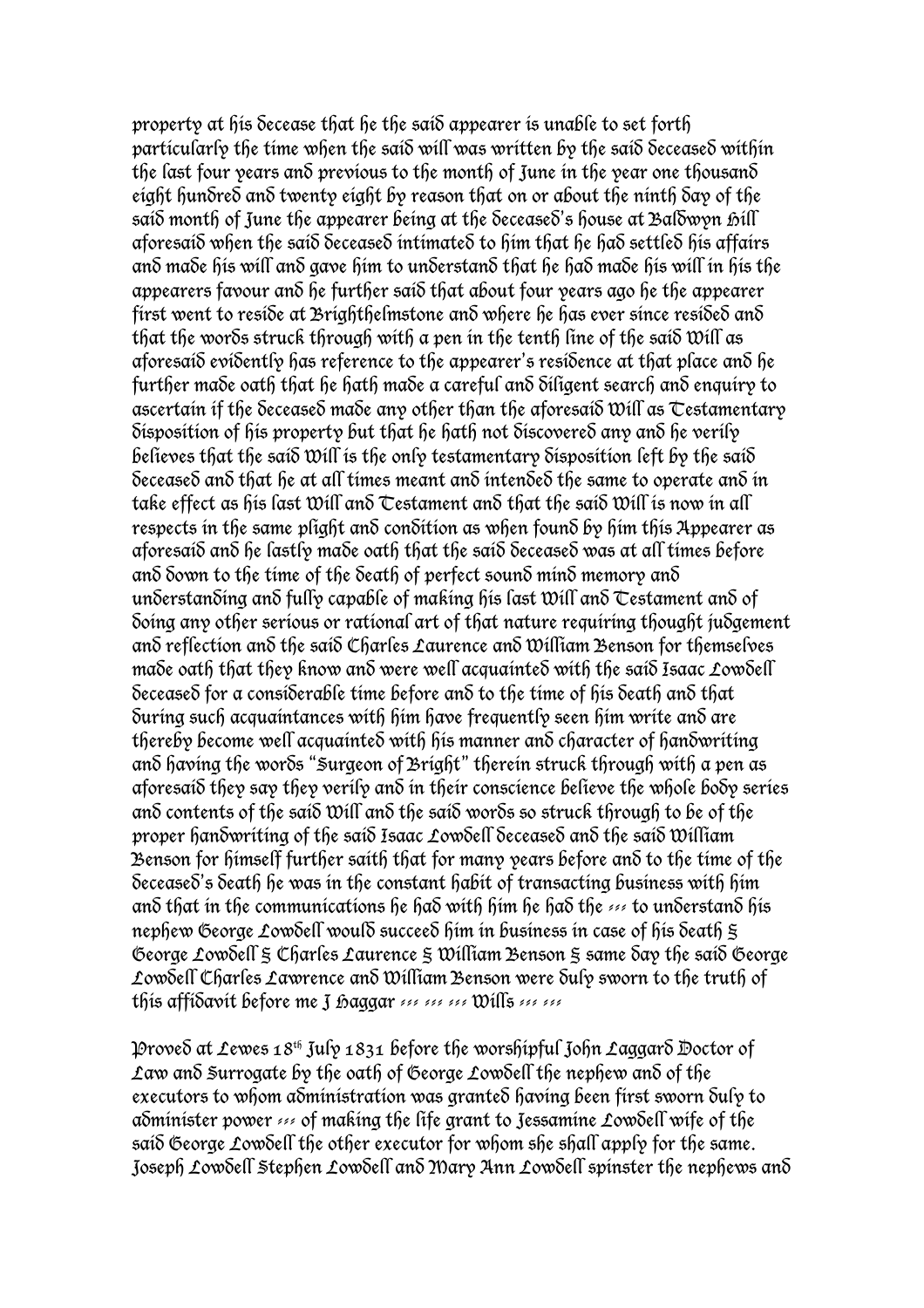property at his decease that he the said appearer is unable to set forth particularly the time when the said will was written by the said deceased within the last four years and previous to the month of June in the year one thousand eight hundred and twenty eight by reason that on or about the ninth day of the said month of June the appearer being at the deceased's house at Baldwyn Hill aforesaid when the said deceased intimated to him that he had settled his affairs and made his will and gave him to understand that he had made his will in his the appearers favour and he further said that about four years ago he the appearer first went to reside at Brighthelmstone and where he has ever since resided and that the words struck through with a pen in the tenth line of the said Will as aforesaid evidently has reference to the appearer's residence at that place and he further made oath that he hath made a careful and diligent search and enquiry to ascertain if the deceased made any other than the aforesaid Will as Testamentary disposition of his property but that he hath not discovered any and he verily believes that the said Will is the only testamentary disposition left by the said deceased and that he at all times meant and intended the same to operate and in take effect as his last Will and Testament and that the said Will is now in all respects in the same plight and condition as when found by him this Appearer as aforesaid and he lastly made oath that the said deceased was at all times before and down to the time of the death of perfect sound mind memory and understanding and fully capable of making his last Will and Testament and of doing any other serious or rational act of that nature requiring thought judgement and reflection and the said Charles Laurence and William Benson for themselves made oath that they know and were well acquainted with the said Isaac Lowdell deceased for a considerable time before and to the time of his death and that during such acquaintances with him have frequently seen him write and are thereby become well acquainted with his manner and character of handwriting and having the words "Surgeon of Bright" therein struck through with a pen as aforesaid they say they verily and in their conscience believe the whole body series and contents of the said Will and the said words so struck through to be of the proper handwriting of the said Isaac Lowdell deceased and the said William Benson for himself further saith that for many years before and to the time of the deceased's death he was in the constant habit of transacting business with him and that in the communications he had with him he had the ⸗⸗⸗ to understand his nephew George Lowdell would succeed him in business in case of his death § George Lowdell § Charles Laurence § William Benson § same day the said George Lowdell Charles Lawrence and William Benson were duly sworn to the truth of this affidavit before me J Haggar ⸗⸗⸗ ⸗⸗⸗ ⸗⸗⸗ Wills ⸗⸗⸗ ⸗⸗⸗

Proved at Lewes 18th July 1831 before the worshipful John Laggard Doctor of Law and Surrogate by the oath of George Lowdell the nephew and of the executors to whom administration was granted having been first sworn duly to administer power ⸗⸗⸗ of making the life grant to Jessamine Lowdell wife of the said George Lowdell the other executor for whom she shall apply for the same. Joseph Lowdell Stephen Lowdell and Mary Ann Lowdell spinster the nephews and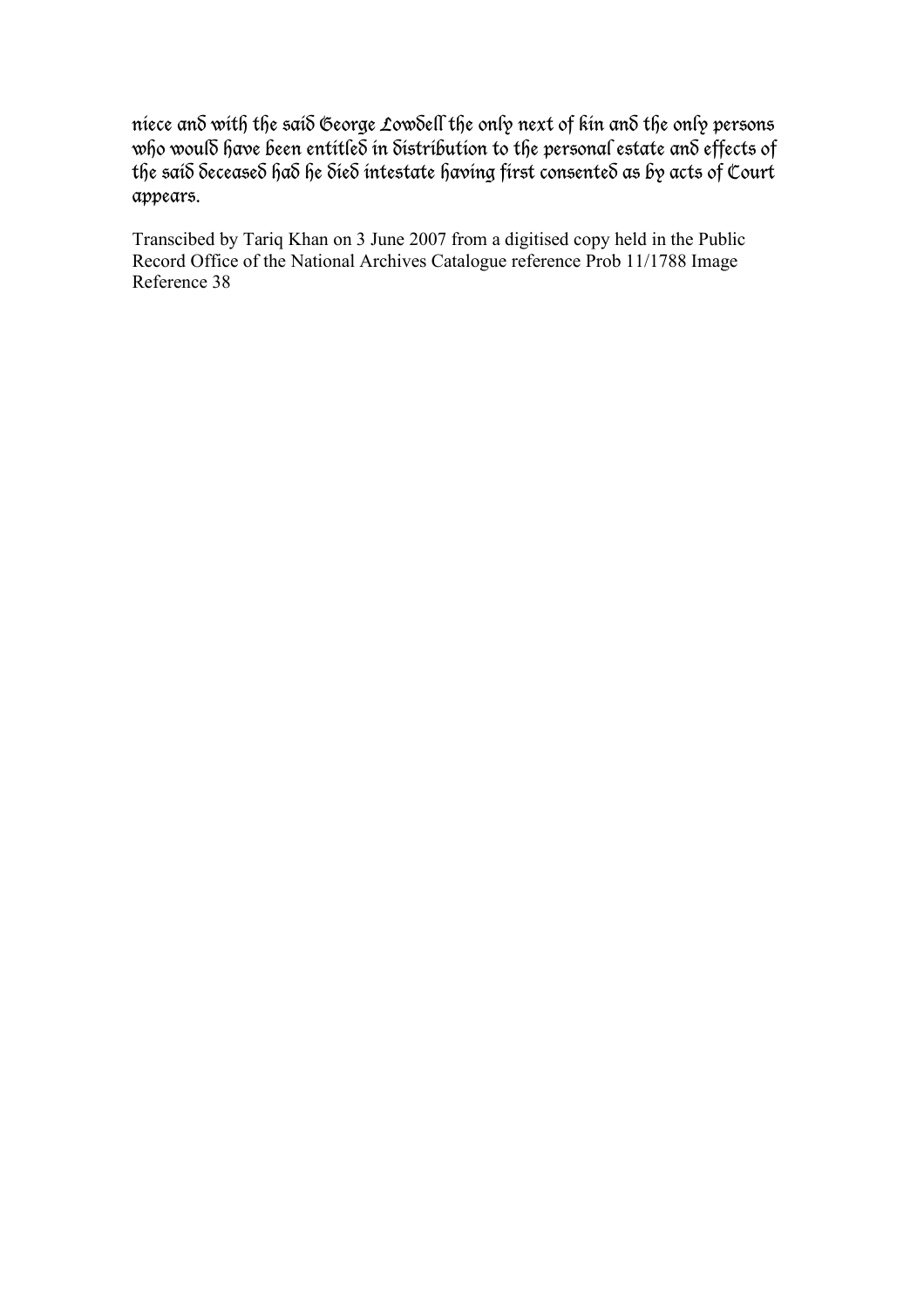niece and with the said George Lowdell the only next of kin and the only persons who would have been entitled in distribution to the personal estate and effects of the said deceased had he died intestate having first consented as by acts of Court appears.

Transcibed by Tariq Khan on 3 June 2007 from a digitised copy held in the Public Record Office of the National Archives Catalogue reference Prob 11/1788 Image Reference 38